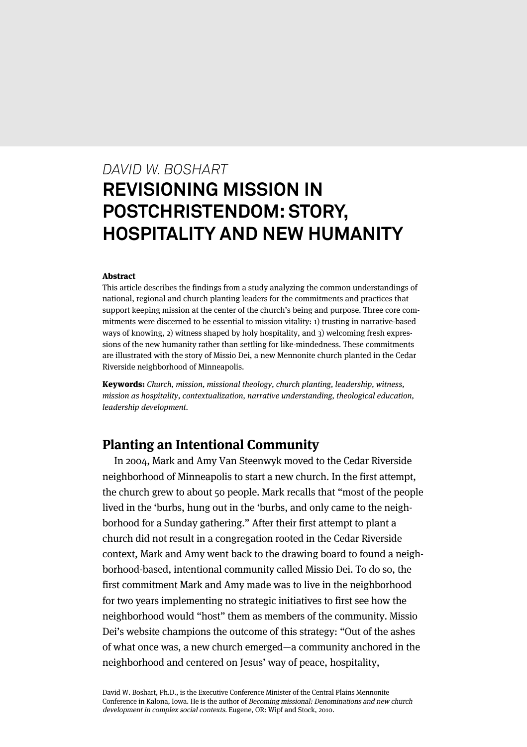*DAVID W. BOSHART*

# REVISIONING MISSION IN POSTCHRISTENDOM: STORY, HOSPITALITY AND NEW HUMANITY

**Abstract**

This article describes the findings from a study analyzing the common understandings of national, regional and church planting leaders for the commitments and practices that support keeping mission at the center of the church's being and purpose. Three core commitments were discerned to be essential to mission vitality: 1) trusting in narrative-based ways of knowing, 2) witness shaped by holy hospitality, and 3) welcoming fresh expressions of the new humanity rather than settling for like-mindedness. These commitments are illustrated with the story of Missio Dei, a new Mennonite church planted in the Cedar Riverside neighborhood of Minneapolis.

**Keywords:** *Church, mission, missional theology, church planting, leadership, witness, mission as hospitality, contextualization, narrative understanding, theological education, leadership development.*

## Planting an Intentional Community

In 2004, Mark and Amy Van Steenwyk moved to the Cedar Riverside neighborhood of Minneapolis to start a new church. In the first attempt, the church grew to about 50 people. Mark recalls that "most of the people lived in the 'burbs, hung out in the 'burbs, and only came to the neighborhood for a Sunday gathering." After their first attempt to plant a church did not result in a congregation rooted in the Cedar Riverside context, Mark and Amy went back to the drawing board to found a neighborhood-based, intentional community called Missio Dei. To do so, the first commitment Mark and Amy made was to live in the neighborhood for two years implementing no strategic initiatives to first see how the neighborhood would "host" them as members of the community. Missio Dei's website champions the outcome of this strategy: "Out of the ashes of what once was, a new church emerged—a community anchored in the neighborhood and centered on Jesus' way of peace, hospitality,

David W. Boshart, Ph.D., is the Executive Conference Minister of the Central Plains Mennonite Conference in Kalona, Iowa. He is the author of *Becoming missional: Denominations and new church development in complex social contexts.* Eugene, OR: Wipf and Stock, 2010.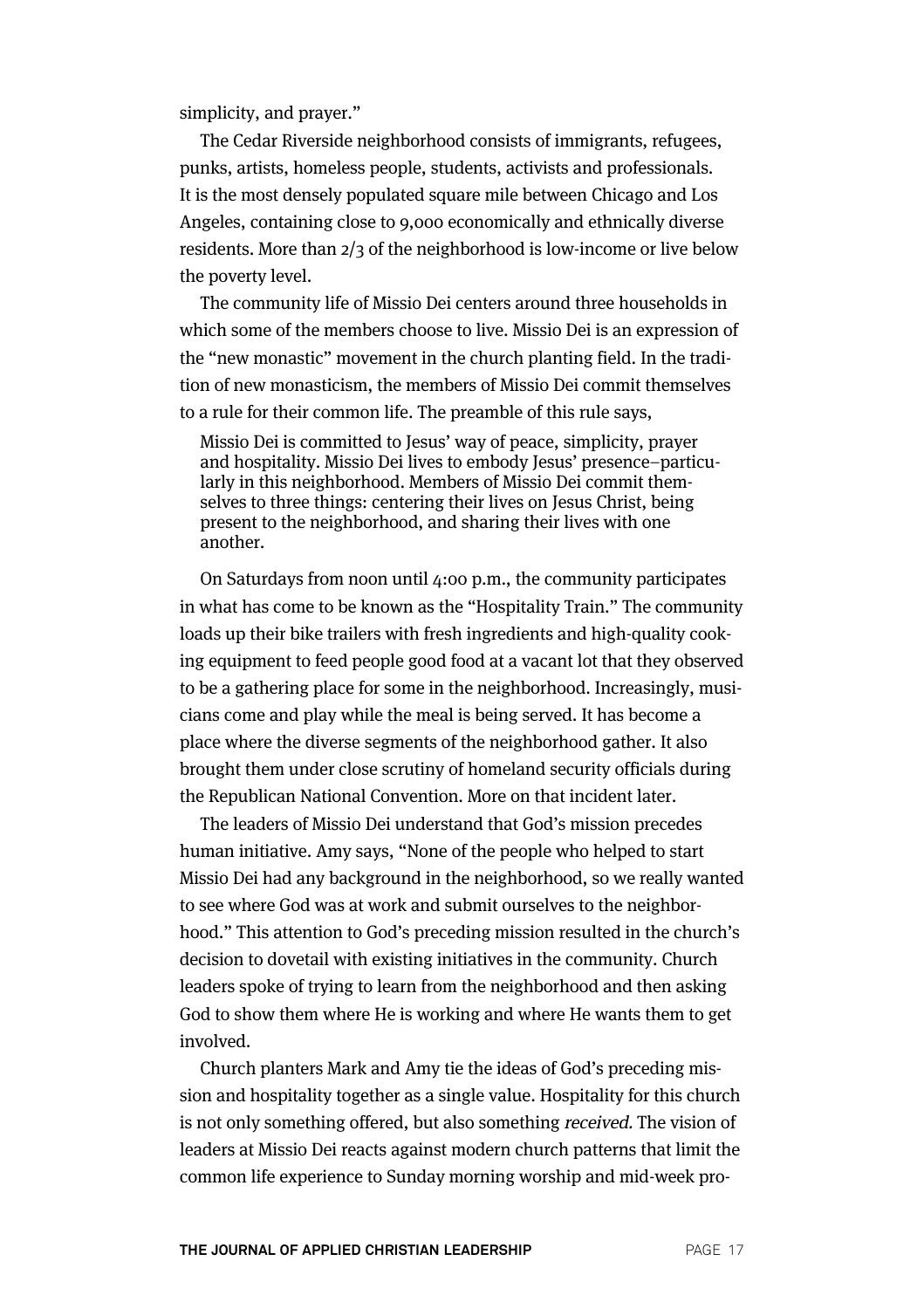simplicity, and prayer."

The Cedar Riverside neighborhood consists of immigrants, refugees, punks, artists, homeless people, students, activists and professionals. It is the most densely populated square mile between Chicago and Los Angeles, containing close to 9,000 economically and ethnically diverse residents. More than 2/3 of the neighborhood is low-income or live below the poverty level.

The community life of Missio Dei centers around three households in which some of the members choose to live. Missio Dei is an expression of the "new monastic" movement in the church planting field. In the tradition of new monasticism, the members of Missio Dei commit themselves to a rule for their common life. The preamble of this rule says,

> Missio Dei is committed to Jesus' way of peace, simplicity, prayer and hospitality. Missio Dei lives to embody Jesus' presence–particularly in this neighborhood. Members of Missio Dei commit themselves to three things: centering their lives on Jesus Christ, being present to the neighborhood, and sharing their lives with one another.

On Saturdays from noon until 4:00 p.m., the community participates in what has come to be known as the "Hospitality Train." The community loads up their bike trailers with fresh ingredients and high-quality cooking equipment to feed people good food at a vacant lot that they observed to be a gathering place for some in the neighborhood. Increasingly, musicians come and play while the meal is being served. It has become a place where the diverse segments of the neighborhood gather. It also brought them under close scrutiny of homeland security officials during the Republican National Convention. More on that incident later.

The leaders of Missio Dei understand that God's mission precedes human initiative. Amy says, "None of the people who helped to start Missio Dei had any background in the neighborhood, so we really wanted to see where God was at work and submit ourselves to the neighborhood." This attention to God's preceding mission resulted in the church's decision to dovetail with existing initiatives in the community. Church leaders spoke of trying to learn from the neighborhood and then asking God to show them where He is working and where He wants them to get involved.

Church planters Mark and Amy tie the ideas of God's preceding mission and hospitality together as a single value. Hospitality for this church is not only something offered, but also something *received.* The vision of leaders at Missio Dei reacts against modern church patterns that limit the common life experience to Sunday morning worship and mid-week pro-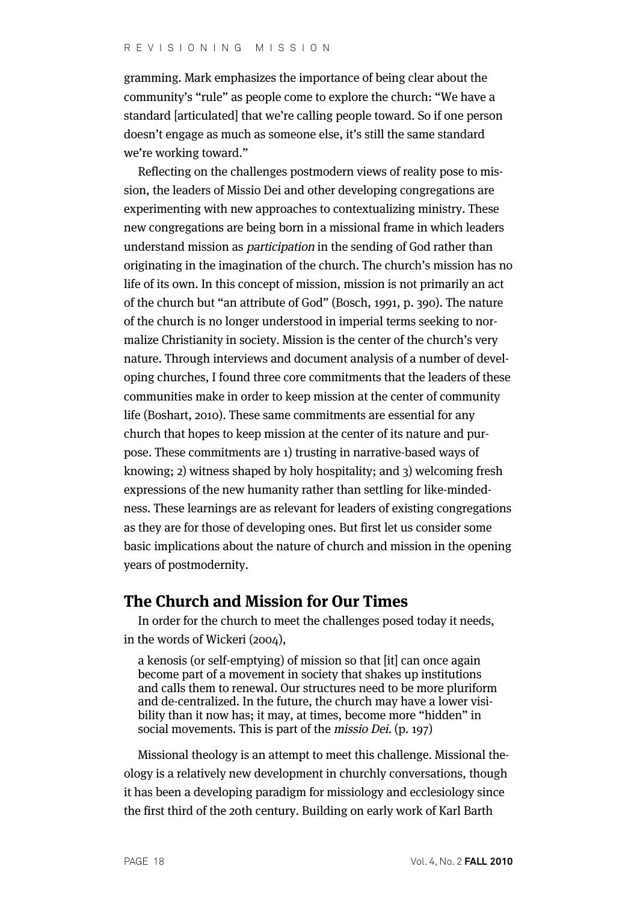gramming. Mark emphasizes the importance of being clear about the community's "rule" as people come to explore the church: "We have a standard [articulated] that we're calling people toward. So if one person doesn't engage as much as someone else, it's still the same standard we're working toward."

Reflecting on the challenges postmodern views of reality pose to mission, the leaders of Missio Dei and other developing congregations are experimenting with new approaches to contextualizing ministry. These new congregations are being born in a missional frame in which leaders understand mission as *participation* in the sending of God rather than originating in the imagination of the church. The church's mission has no life of its own. In this concept of mission, mission is not primarily an act of the church but "an attribute of God" (Bosch, 1991, p. 390). The nature of the church is no longer understood in imperial terms seeking to normalize Christianity in society. Mission is the center of the church's very nature. Through interviews and document analysis of a number of developing churches, I found three core commitments that the leaders of these communities make in order to keep mission at the center of community life (Boshart, 2010). These same commitments are essential for any church that hopes to keep mission at the center of its nature and purpose. These commitments are 1) trusting in narrative-based ways of knowing; 2) witness shaped by holy hospitality; and 3) welcoming fresh expressions of the new humanity rather than settling for like-mindedness. These learnings are as relevant for leaders of existing congregations as they are for those of developing ones. But first let us consider some basic implications about the nature of church and mission in the opening years of postmodernity.

## The Church and Mission for Our Times

In order for the church to meet the challenges posed today it needs, in the words of Wickeri (2004),

> a kenosis (or self-emptying) of mission so that [it] can once again become part of a movement in society that shakes up institutions and calls them to renewal. Our structures need to be more pluriform and de-centralized. In the future, the church may have a lower visibility than it now has; it may, at times, become more "hidden" in social movements. This is part of the *missio Dei*. (p. 197)

Missional theology is an attempt to meet this challenge. Missional theology is a relatively new development in churchly conversations, though it has been a developing paradigm for missiology and ecclesiology since the first third of the 20th century. Building on early work of Karl Barth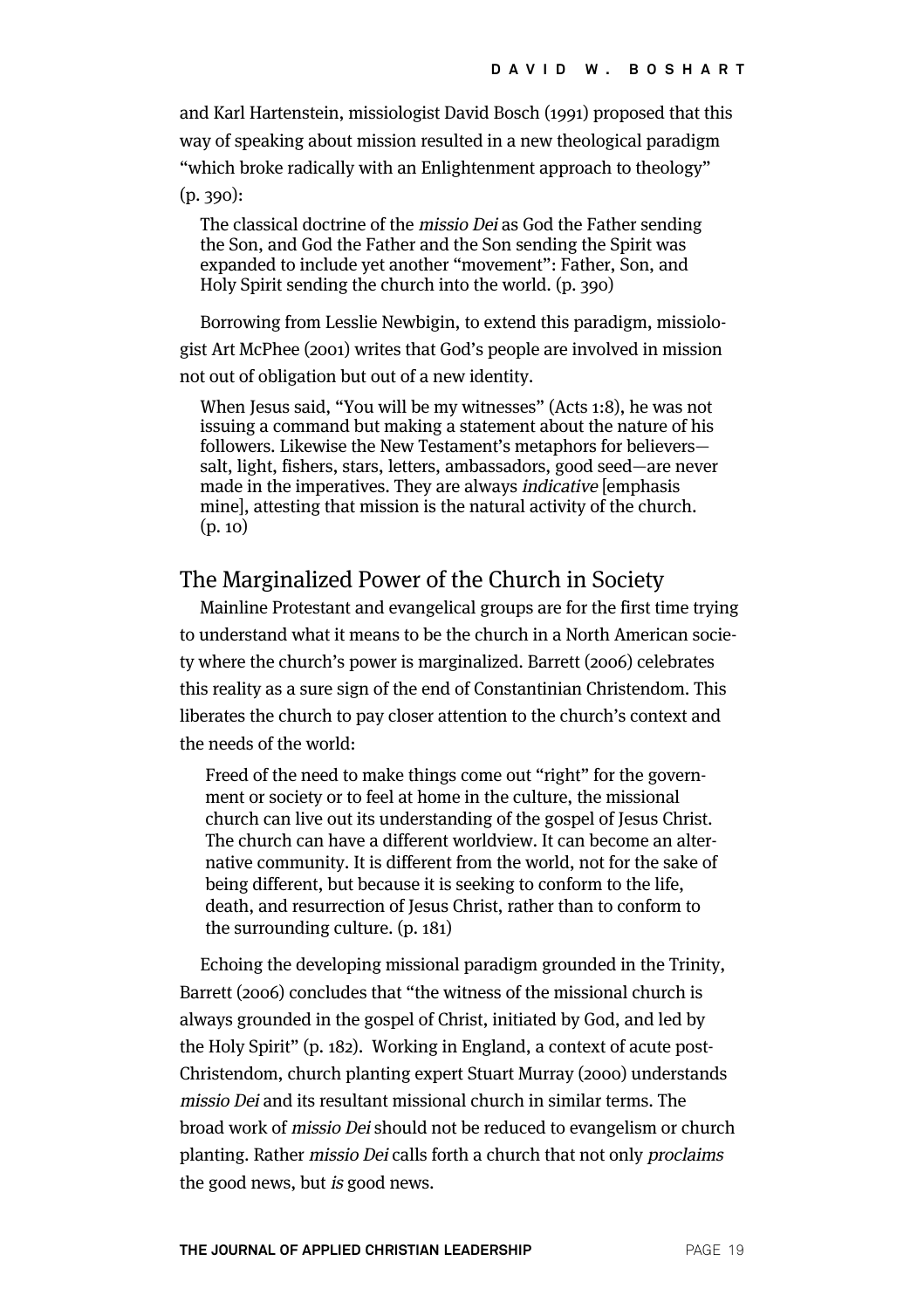and Karl Hartenstein, missiologist David Bosch (1991) proposed that this way of speaking about mission resulted in a new theological paradigm "which broke radically with an Enlightenment approach to theology" (p. 390):

> The classical doctrine of the *missio Dei* as God the Father sending the Son, and God the Father and the Son sending the Spirit was expanded to include yet another "movement": Father, Son, and Holy Spirit sending the church into the world. (p. 390)

Borrowing from Lesslie Newbigin, to extend this paradigm, missiologist Art McPhee (2001) writes that God's people are involved in mission not out of obligation but out of a new identity.

> When Jesus said, "You will be my witnesses" (Acts 1:8), he was not issuing a command but making a statement about the nature of his followers. Likewise the New Testament's metaphors for believers—salt, light, fishers, stars, letters, ambassadors, good seed—are never made in the imperatives. They are always *indicative* [emphasis mine], attesting that mission is the natural activity of the church. (p. 10)

## The Marginalized Power of the Church in Society

Mainline Protestant and evangelical groups are for the first time trying to understand what it means to be the church in a North American society where the church's power is marginalized. Barrett (2006) celebrates this reality as a sure sign of the end of Constantinian Christendom. This liberates the church to pay closer attention to the church's context and the needs of the world:

> Freed of the need to make things come out "right" for the government or society or to feel at home in the culture, the missional church can live out its understanding of the gospel of Jesus Christ. The church can have a different worldview. It can become an alternative community. It is different from the world, not for the sake of being different, but because it is seeking to conform to the life, death, and resurrection of Jesus Christ, rather than to conform to the surrounding culture. (p. 181)

Echoing the developing missional paradigm grounded in the Trinity, Barrett (2006) concludes that "the witness of the missional church is always grounded in the gospel of Christ, initiated by God, and led by the Holy Spirit" (p. 182). Working in England, a context of acute post-Christendom, church planting expert Stuart Murray (2000) understands *missio Dei* and its resultant missional church in similar terms. The broad work of *missio Dei* should not be reduced to evangelism or church planting. Rather *missio Dei* calls forth a church that not only *proclaims* the good news, but *is* good news.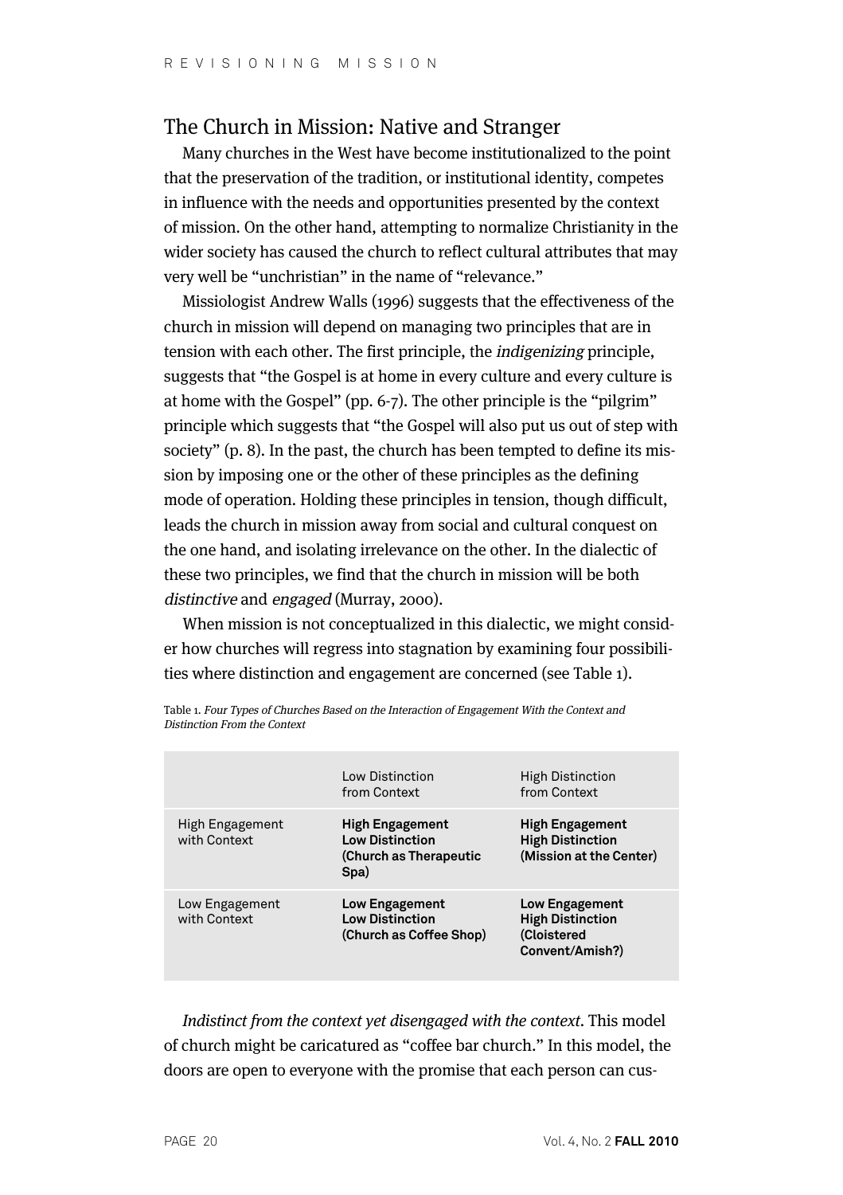## The Church in Mission: Native and Stranger

Many churches in the West have become institutionalized to the point that the preservation of the tradition, or institutional identity, competes in influence with the needs and opportunities presented by the context of mission. On the other hand, attempting to normalize Christianity in the wider society has caused the church to reflect cultural attributes that may very well be "unchristian" in the name of "relevance."

Missiologist Andrew Walls (1996) suggests that the effectiveness of the church in mission will depend on managing two principles that are in tension with each other. The first principle, the *indigenizing* principle, suggests that "the Gospel is at home in every culture and every culture is at home with the Gospel" (pp. 6-7). The other principle is the "pilgrim" principle which suggests that "the Gospel will also put us out of step with society" (p. 8). In the past, the church has been tempted to define its mission by imposing one or the other of these principles as the defining mode of operation. Holding these principles in tension, though difficult, leads the church in mission away from social and cultural conquest on the one hand, and isolating irrelevance on the other. In the dialectic of these two principles, we find that the church in mission will be both *distinctive* and *engaged* (Murray, 2000).

When mission is not conceptualized in this dialectic, we might consider how churches will regress into stagnation by examining four possibilities where distinction and engagement are concerned (see Table 1).

Table 1. *Four Types of Churches Based on the Interaction of Engagement With the Context and Distinction From the Context*

| | Low Distinction from Context | High Distinction from Context |
|---|---|---|
| High Engagement with Context | **High Engagement Low Distinction (Church as Therapeutic Spa)** | **High Engagement High Distinction (Mission at the Center)** |
| Low Engagement with Context | **Low Engagement Low Distinction (Church as Coffee Shop)** | **Low Engagement High Distinction (Cloistered Convent/Amish?)** |

*Indistinct from the context yet disengaged with the context*. This model of church might be caricatured as "coffee bar church." In this model, the doors are open to everyone with the promise that each person can cus-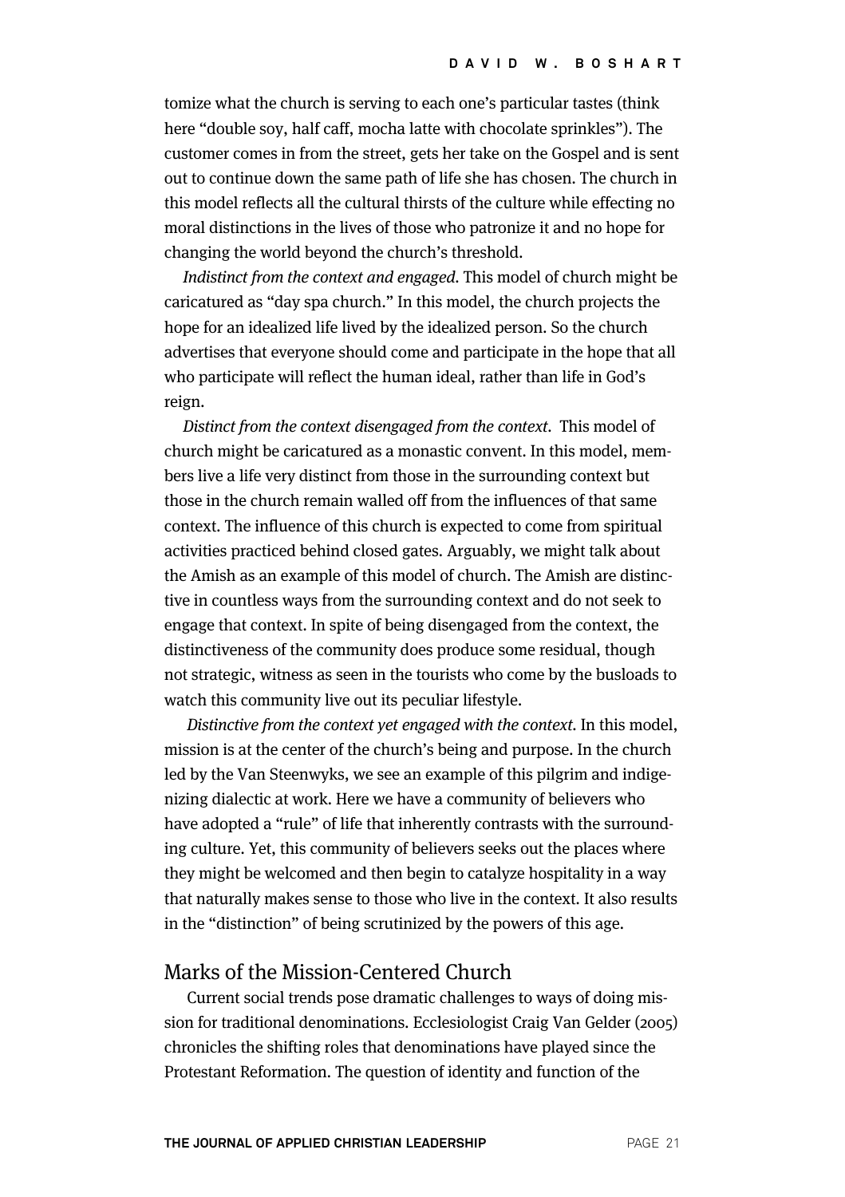tomize what the church is serving to each one's particular tastes (think here "double soy, half caff, mocha latte with chocolate sprinkles"). The customer comes in from the street, gets her take on the Gospel and is sent out to continue down the same path of life she has chosen. The church in this model reflects all the cultural thirsts of the culture while effecting no moral distinctions in the lives of those who patronize it and no hope for changing the world beyond the church's threshold.

*Indistinct from the context and engaged.* This model of church might be caricatured as "day spa church." In this model, the church projects the hope for an idealized life lived by the idealized person. So the church advertises that everyone should come and participate in the hope that all who participate will reflect the human ideal, rather than life in God's reign.

*Distinct from the context disengaged from the context.* This model of church might be caricatured as a monastic convent. In this model, members live a life very distinct from those in the surrounding context but those in the church remain walled off from the influences of that same context. The influence of this church is expected to come from spiritual activities practiced behind closed gates. Arguably, we might talk about the Amish as an example of this model of church. The Amish are distinctive in countless ways from the surrounding context and do not seek to engage that context. In spite of being disengaged from the context, the distinctiveness of the community does produce some residual, though not strategic, witness as seen in the tourists who come by the busloads to watch this community live out its peculiar lifestyle.

*Distinctive from the context yet engaged with the context.* In this model, mission is at the center of the church's being and purpose. In the church led by the Van Steenwyks, we see an example of this pilgrim and indigenizing dialectic at work. Here we have a community of believers who have adopted a "rule" of life that inherently contrasts with the surrounding culture. Yet, this community of believers seeks out the places where they might be welcomed and then begin to catalyze hospitality in a way that naturally makes sense to those who live in the context. It also results in the "distinction" of being scrutinized by the powers of this age.

## Marks of the Mission-Centered Church

Current social trends pose dramatic challenges to ways of doing mission for traditional denominations. Ecclesiologist Craig Van Gelder (2005) chronicles the shifting roles that denominations have played since the Protestant Reformation. The question of identity and function of the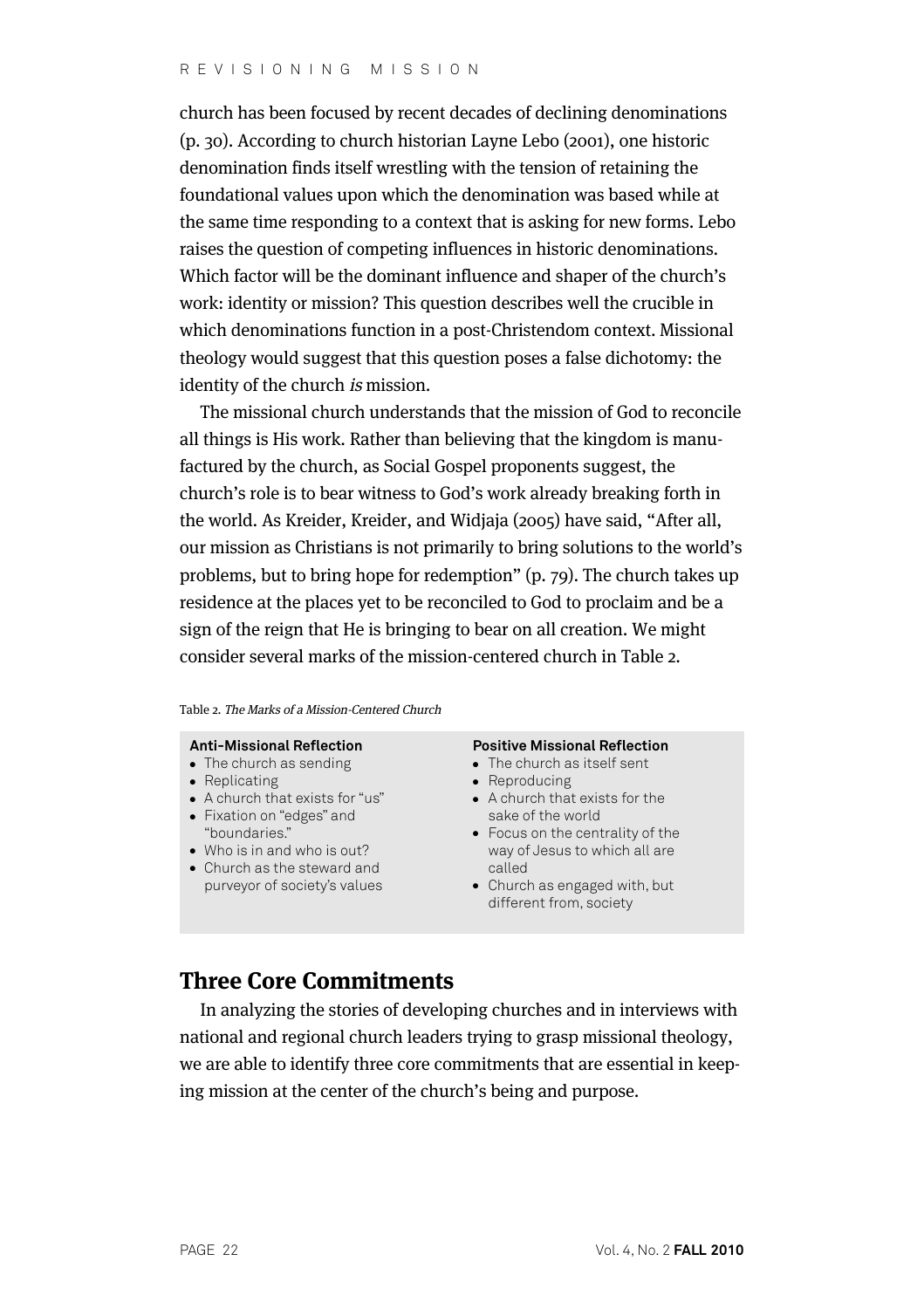church has been focused by recent decades of declining denominations (p. 30). According to church historian Layne Lebo (2001), one historic denomination finds itself wrestling with the tension of retaining the foundational values upon which the denomination was based while at the same time responding to a context that is asking for new forms. Lebo raises the question of competing influences in historic denominations. Which factor will be the dominant influence and shaper of the church's work: identity or mission? This question describes well the crucible in which denominations function in a post-Christendom context. Missional theology would suggest that this question poses a false dichotomy: the identity of the church *is* mission.

The missional church understands that the mission of God to reconcile all things is His work. Rather than believing that the kingdom is manufactured by the church, as Social Gospel proponents suggest, the church's role is to bear witness to God's work already breaking forth in the world. As Kreider, Kreider, and Widjaja (2005) have said, "After all, our mission as Christians is not primarily to bring solutions to the world's problems, but to bring hope for redemption" (p. 79). The church takes up residence at the places yet to be reconciled to God to proclaim and be a sign of the reign that He is bringing to bear on all creation. We might consider several marks of the mission-centered church in Table 2.

Table 2. *The Marks of a Mission-Centered Church*

| Anti-Missional Reflection | Positive Missional Reflection |
|---|---|
| The church as sending | The church as itself sent |
| Replicating | Reproducing |
| A church that exists for "us" | A church that exists for the sake of the world |
| Fixation on "edges" and "boundaries." | Focus on the centrality of the way of Jesus to which all are called |
| Who is in and who is out? | |
| Church as the steward and purveyor of society's values | Church as engaged with, but different from, society |

## Three Core Commitments

In analyzing the stories of developing churches and in interviews with national and regional church leaders trying to grasp missional theology, we are able to identify three core commitments that are essential in keeping mission at the center of the church's being and purpose.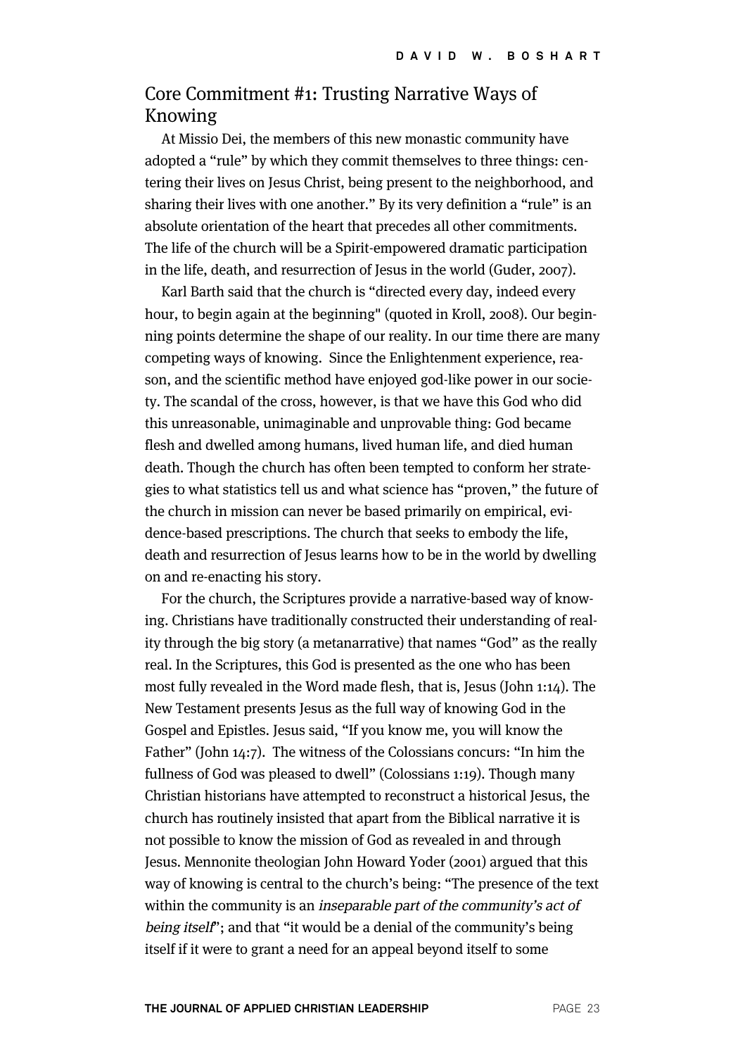## Core Commitment #1: Trusting Narrative Ways of Knowing

At Missio Dei, the members of this new monastic community have adopted a "rule" by which they commit themselves to three things: centering their lives on Jesus Christ, being present to the neighborhood, and sharing their lives with one another." By its very definition a "rule" is an absolute orientation of the heart that precedes all other commitments. The life of the church will be a Spirit-empowered dramatic participation in the life, death, and resurrection of Jesus in the world (Guder, 2007).

Karl Barth said that the church is "directed every day, indeed every hour, to begin again at the beginning" (quoted in Kroll, 2008). Our beginning points determine the shape of our reality. In our time there are many competing ways of knowing. Since the Enlightenment experience, reason, and the scientific method have enjoyed god-like power in our society. The scandal of the cross, however, is that we have this God who did this unreasonable, unimaginable and unprovable thing: God became flesh and dwelled among humans, lived human life, and died human death. Though the church has often been tempted to conform her strategies to what statistics tell us and what science has "proven," the future of the church in mission can never be based primarily on empirical, evidence-based prescriptions. The church that seeks to embody the life, death and resurrection of Jesus learns how to be in the world by dwelling on and re-enacting his story.

For the church, the Scriptures provide a narrative-based way of knowing. Christians have traditionally constructed their understanding of reality through the big story (a metanarrative) that names "God" as the really real. In the Scriptures, this God is presented as the one who has been most fully revealed in the Word made flesh, that is, Jesus (John 1:14). The New Testament presents Jesus as the full way of knowing God in the Gospel and Epistles. Jesus said, "If you know me, you will know the Father" (John 14:7). The witness of the Colossians concurs: "In him the fullness of God was pleased to dwell" (Colossians 1:19). Though many Christian historians have attempted to reconstruct a historical Jesus, the church has routinely insisted that apart from the Biblical narrative it is not possible to know the mission of God as revealed in and through Jesus. Mennonite theologian John Howard Yoder (2001) argued that this way of knowing is central to the church's being: "The presence of the text within the community is an *inseparable part of the community's act of being itself*"; and that "it would be a denial of the community's being itself if it were to grant a need for an appeal beyond itself to some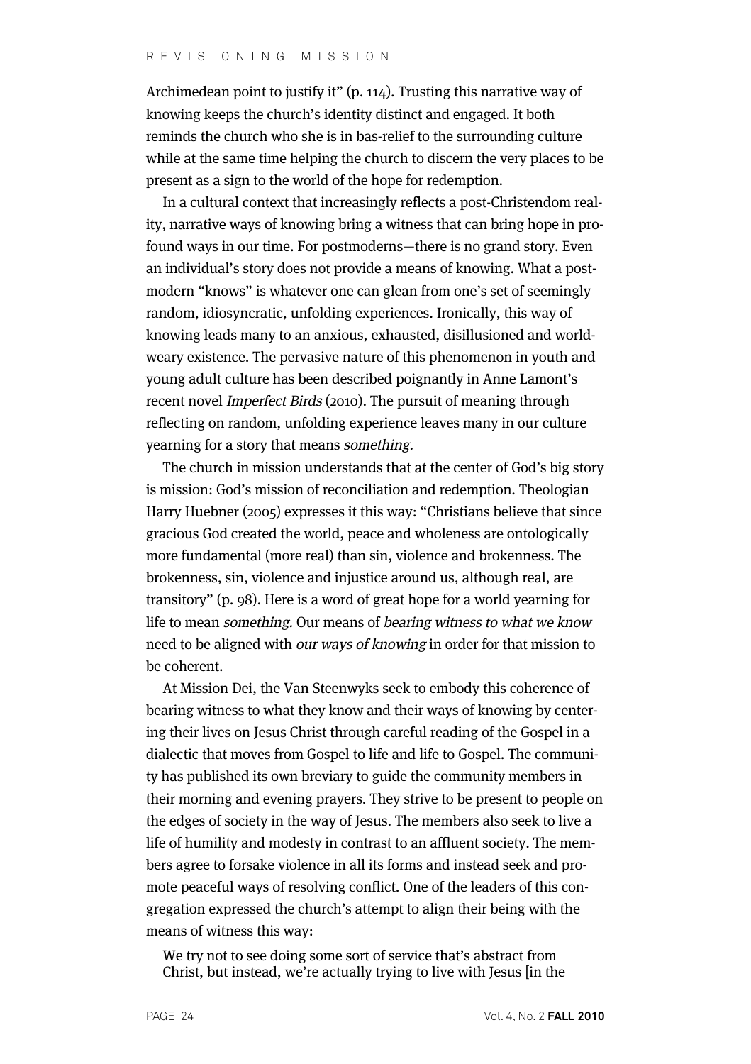Archimedean point to justify it" (p. 114). Trusting this narrative way of knowing keeps the church's identity distinct and engaged. It both reminds the church who she is in bas-relief to the surrounding culture while at the same time helping the church to discern the very places to be present as a sign to the world of the hope for redemption.

In a cultural context that increasingly reflects a post-Christendom reality, narrative ways of knowing bring a witness that can bring hope in profound ways in our time. For postmoderns—there is no grand story. Even an individual's story does not provide a means of knowing. What a postmodern "knows" is whatever one can glean from one's set of seemingly random, idiosyncratic, unfolding experiences. Ironically, this way of knowing leads many to an anxious, exhausted, disillusioned and world-weary existence. The pervasive nature of this phenomenon in youth and young adult culture has been described poignantly in Anne Lamont's recent novel *Imperfect Birds* (2010). The pursuit of meaning through reflecting on random, unfolding experience leaves many in our culture yearning for a story that means *something.*

The church in mission understands that at the center of God's big story is mission: God's mission of reconciliation and redemption. Theologian Harry Huebner (2005) expresses it this way: "Christians believe that since gracious God created the world, peace and wholeness are ontologically more fundamental (more real) than sin, violence and brokenness. The brokenness, sin, violence and injustice around us, although real, are transitory" (p. 98). Here is a word of great hope for a world yearning for life to mean *something.* Our means of *bearing witness to what we know* need to be aligned with *our ways of knowing* in order for that mission to be coherent.

At Mission Dei, the Van Steenwyks seek to embody this coherence of bearing witness to what they know and their ways of knowing by centering their lives on Jesus Christ through careful reading of the Gospel in a dialectic that moves from Gospel to life and life to Gospel. The community has published its own breviary to guide the community members in their morning and evening prayers. They strive to be present to people on the edges of society in the way of Jesus. The members also seek to live a life of humility and modesty in contrast to an affluent society. The members agree to forsake violence in all its forms and instead seek and promote peaceful ways of resolving conflict. One of the leaders of this congregation expressed the church's attempt to align their being with the means of witness this way:

> We try not to see doing some sort of service that's abstract from Christ, but instead, we're actually trying to live with Jesus [in the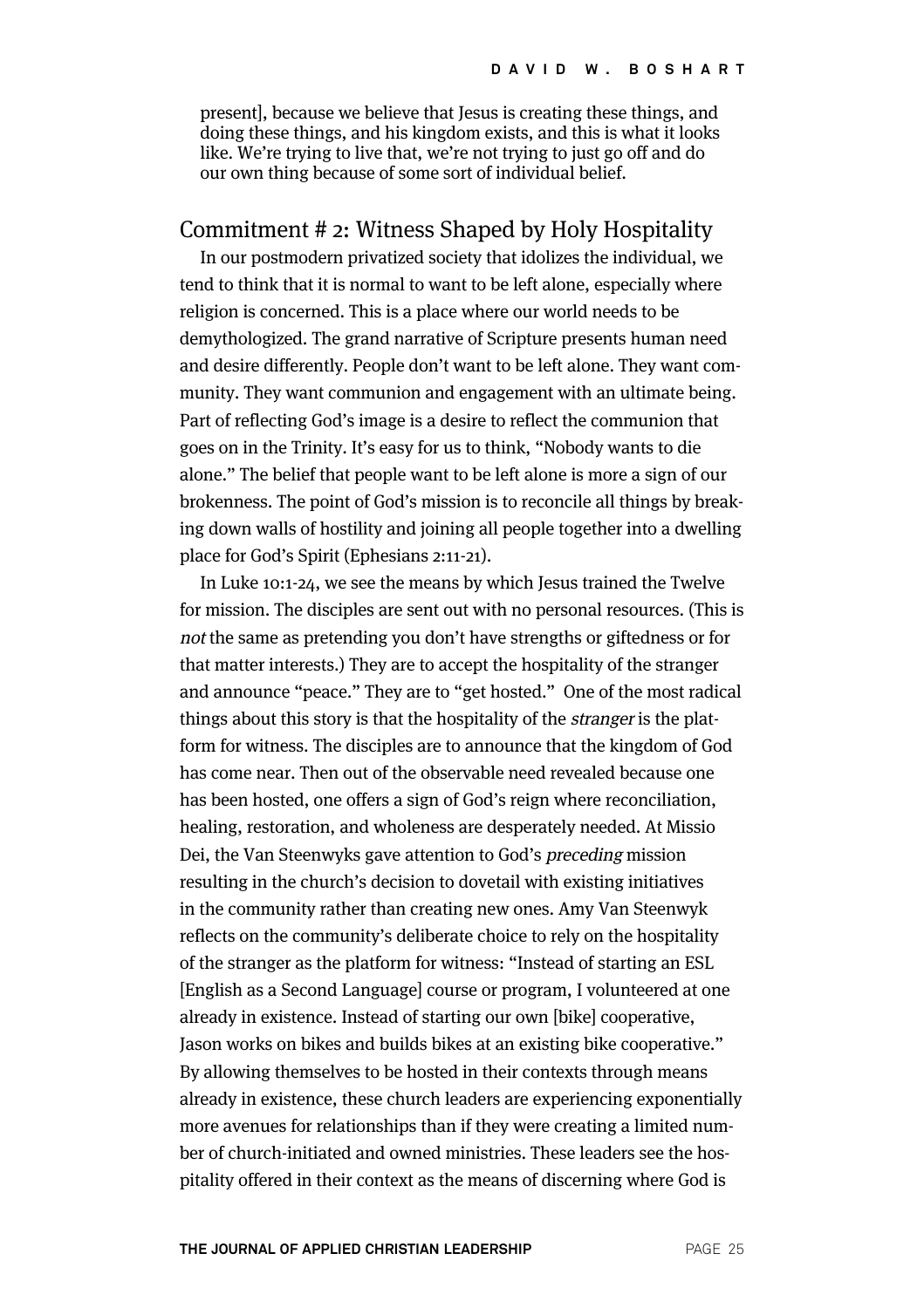present], because we believe that Jesus is creating these things, and doing these things, and his kingdom exists, and this is what it looks like. We're trying to live that, we're not trying to just go off and do our own thing because of some sort of individual belief.

## Commitment # 2: Witness Shaped by Holy Hospitality

In our postmodern privatized society that idolizes the individual, we tend to think that it is normal to want to be left alone, especially where religion is concerned. This is a place where our world needs to be demythologized. The grand narrative of Scripture presents human need and desire differently. People don't want to be left alone. They want community. They want communion and engagement with an ultimate being. Part of reflecting God's image is a desire to reflect the communion that goes on in the Trinity. It's easy for us to think, "Nobody wants to die alone." The belief that people want to be left alone is more a sign of our brokenness. The point of God's mission is to reconcile all things by breaking down walls of hostility and joining all people together into a dwelling place for God's Spirit (Ephesians 2:11-21).

In Luke 10:1-24, we see the means by which Jesus trained the Twelve for mission. The disciples are sent out with no personal resources. (This is *not* the same as pretending you don't have strengths or giftedness or for that matter interests.) They are to accept the hospitality of the stranger and announce "peace." They are to "get hosted." One of the most radical things about this story is that the hospitality of the *stranger* is the platform for witness. The disciples are to announce that the kingdom of God has come near. Then out of the observable need revealed because one has been hosted, one offers a sign of God's reign where reconciliation, healing, restoration, and wholeness are desperately needed. At Missio Dei, the Van Steenwyks gave attention to God's *preceding* mission resulting in the church's decision to dovetail with existing initiatives in the community rather than creating new ones. Amy Van Steenwyk reflects on the community's deliberate choice to rely on the hospitality of the stranger as the platform for witness: "Instead of starting an ESL [English as a Second Language] course or program, I volunteered at one already in existence. Instead of starting our own [bike] cooperative, Jason works on bikes and builds bikes at an existing bike cooperative." By allowing themselves to be hosted in their contexts through means already in existence, these church leaders are experiencing exponentially more avenues for relationships than if they were creating a limited number of church-initiated and owned ministries. These leaders see the hospitality offered in their context as the means of discerning where God is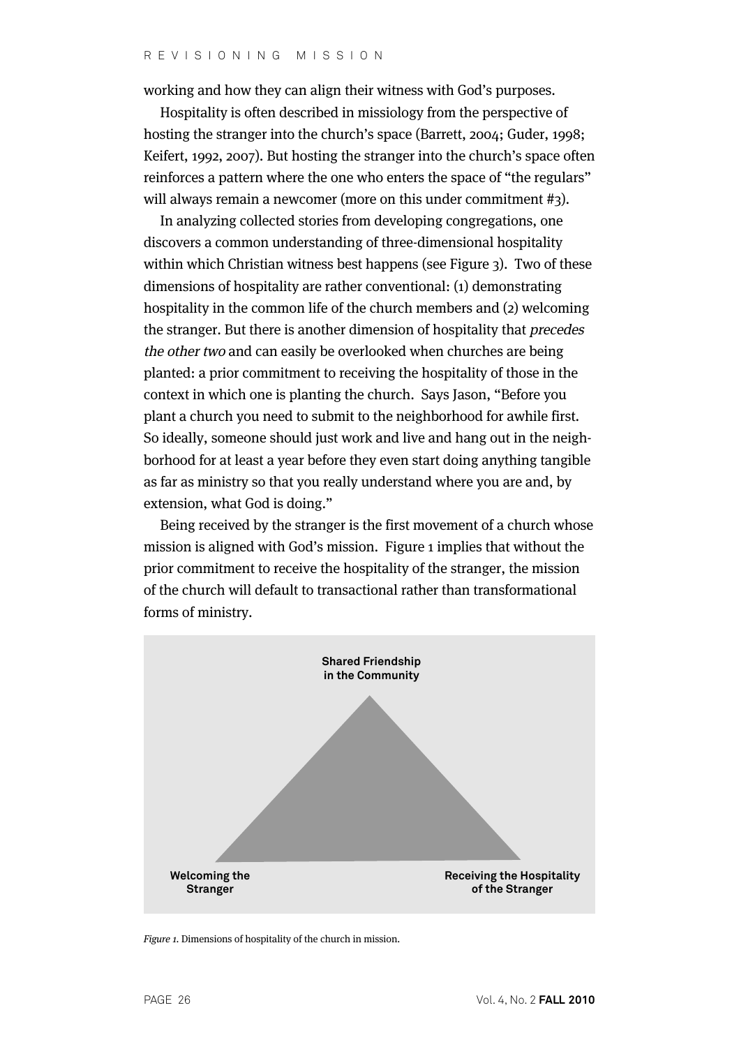working and how they can align their witness with God's purposes.

Hospitality is often described in missiology from the perspective of hosting the stranger into the church's space (Barrett, 2004; Guder, 1998; Keifert, 1992, 2007). But hosting the stranger into the church's space often reinforces a pattern where the one who enters the space of "the regulars" will always remain a newcomer (more on this under commitment #3).

In analyzing collected stories from developing congregations, one discovers a common understanding of three-dimensional hospitality within which Christian witness best happens (see Figure 3). Two of these dimensions of hospitality are rather conventional: (1) demonstrating hospitality in the common life of the church members and (2) welcoming the stranger. But there is another dimension of hospitality that *precedes the other two* and can easily be overlooked when churches are being planted: a prior commitment to receiving the hospitality of those in the context in which one is planting the church. Says Jason, "Before you plant a church you need to submit to the neighborhood for awhile first. So ideally, someone should just work and live and hang out in the neighborhood for at least a year before they even start doing anything tangible as far as ministry so that you really understand where you are and, by extension, what God is doing."

Being received by the stranger is the first movement of a church whose mission is aligned with God's mission. Figure 1 implies that without the prior commitment to receive the hospitality of the stranger, the mission of the church will default to transactional rather than transformational forms of ministry.

**Shared Friendship in the Community**

**Welcoming the Stranger**

**Receiving the Hospitality of the Stranger**

*Figure 1.* Dimensions of hospitality of the church in mission.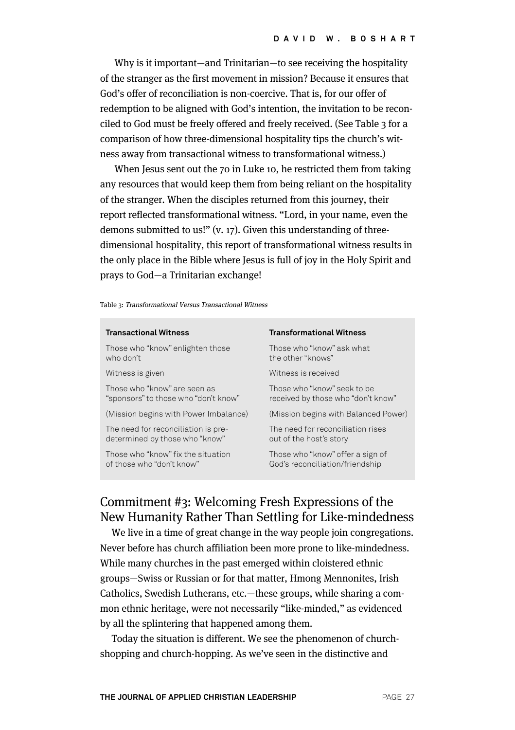Why is it important—and Trinitarian—to see receiving the hospitality of the stranger as the first movement in mission? Because it ensures that God's offer of reconciliation is non-coercive. That is, for our offer of redemption to be aligned with God's intention, the invitation to be reconciled to God must be freely offered and freely received. (See Table 3 for a comparison of how three-dimensional hospitality tips the church's witness away from transactional witness to transformational witness.)

When Jesus sent out the 70 in Luke 10, he restricted them from taking any resources that would keep them from being reliant on the hospitality of the stranger. When the disciples returned from this journey, their report reflected transformational witness. "Lord, in your name, even the demons submitted to us!" (v. 17). Given this understanding of three-dimensional hospitality, this report of transformational witness results in the only place in the Bible where Jesus is full of joy in the Holy Spirit and prays to God—a Trinitarian exchange!

Table 3: *Transformational Versus Transactional Witness*

| Transactional Witness | Transformational Witness |
|---|---|
| Those who "know" enlighten those who don't | Those who "know" ask what the other "knows" |
| Witness is given | Witness is received |
| Those who "know" are seen as "sponsors" to those who "don't know" | Those who "know" seek to be received by those who "don't know" |
| (Mission begins with Power Imbalance) | (Mission begins with Balanced Power) |
| The need for reconciliation is pre-determined by those who "know" | The need for reconciliation rises out of the host's story |
| Those who "know" fix the situation of those who "don't know" | Those who "know" offer a sign of God's reconciliation/friendship |

## Commitment #3: Welcoming Fresh Expressions of the New Humanity Rather Than Settling for Like-mindedness

We live in a time of great change in the way people join congregations. Never before has church affiliation been more prone to like-mindedness. While many churches in the past emerged within cloistered ethnic groups—Swiss or Russian or for that matter, Hmong Mennonites, Irish Catholics, Swedish Lutherans, etc.—these groups, while sharing a common ethnic heritage, were not necessarily "like-minded," as evidenced by all the splintering that happened among them.

Today the situation is different. We see the phenomenon of church-shopping and church-hopping. As we've seen in the distinctive and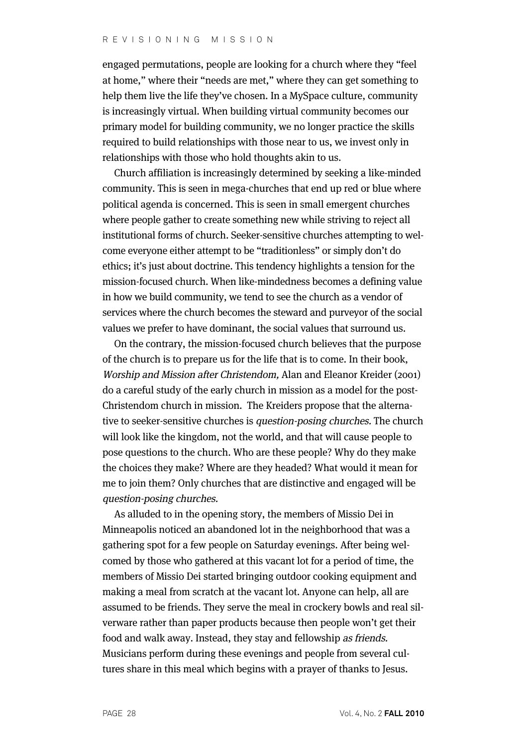engaged permutations, people are looking for a church where they "feel at home," where their "needs are met," where they can get something to help them live the life they've chosen. In a MySpace culture, community is increasingly virtual. When building virtual community becomes our primary model for building community, we no longer practice the skills required to build relationships with those near to us, we invest only in relationships with those who hold thoughts akin to us.

Church affiliation is increasingly determined by seeking a like-minded community. This is seen in mega-churches that end up red or blue where political agenda is concerned. This is seen in small emergent churches where people gather to create something new while striving to reject all institutional forms of church. Seeker-sensitive churches attempting to welcome everyone either attempt to be "traditionless" or simply don't do ethics; it's just about doctrine. This tendency highlights a tension for the mission-focused church. When like-mindedness becomes a defining value in how we build community, we tend to see the church as a vendor of services where the church becomes the steward and purveyor of the social values we prefer to have dominant, the social values that surround us.

On the contrary, the mission-focused church believes that the purpose of the church is to prepare us for the life that is to come. In their book, *Worship and Mission after Christendom,* Alan and Eleanor Kreider (2001) do a careful study of the early church in mission as a model for the post-Christendom church in mission. The Kreiders propose that the alternative to seeker-sensitive churches is *question-posing churches.* The church will look like the kingdom, not the world, and that will cause people to pose questions to the church. Who are these people? Why do they make the choices they make? Where are they headed? What would it mean for me to join them? Only churches that are distinctive and engaged will be *question-posing churches.*

As alluded to in the opening story, the members of Missio Dei in Minneapolis noticed an abandoned lot in the neighborhood that was a gathering spot for a few people on Saturday evenings. After being welcomed by those who gathered at this vacant lot for a period of time, the members of Missio Dei started bringing outdoor cooking equipment and making a meal from scratch at the vacant lot. Anyone can help, all are assumed to be friends. They serve the meal in crockery bowls and real silverware rather than paper products because then people won't get their food and walk away. Instead, they stay and fellowship *as friends.* Musicians perform during these evenings and people from several cultures share in this meal which begins with a prayer of thanks to Jesus.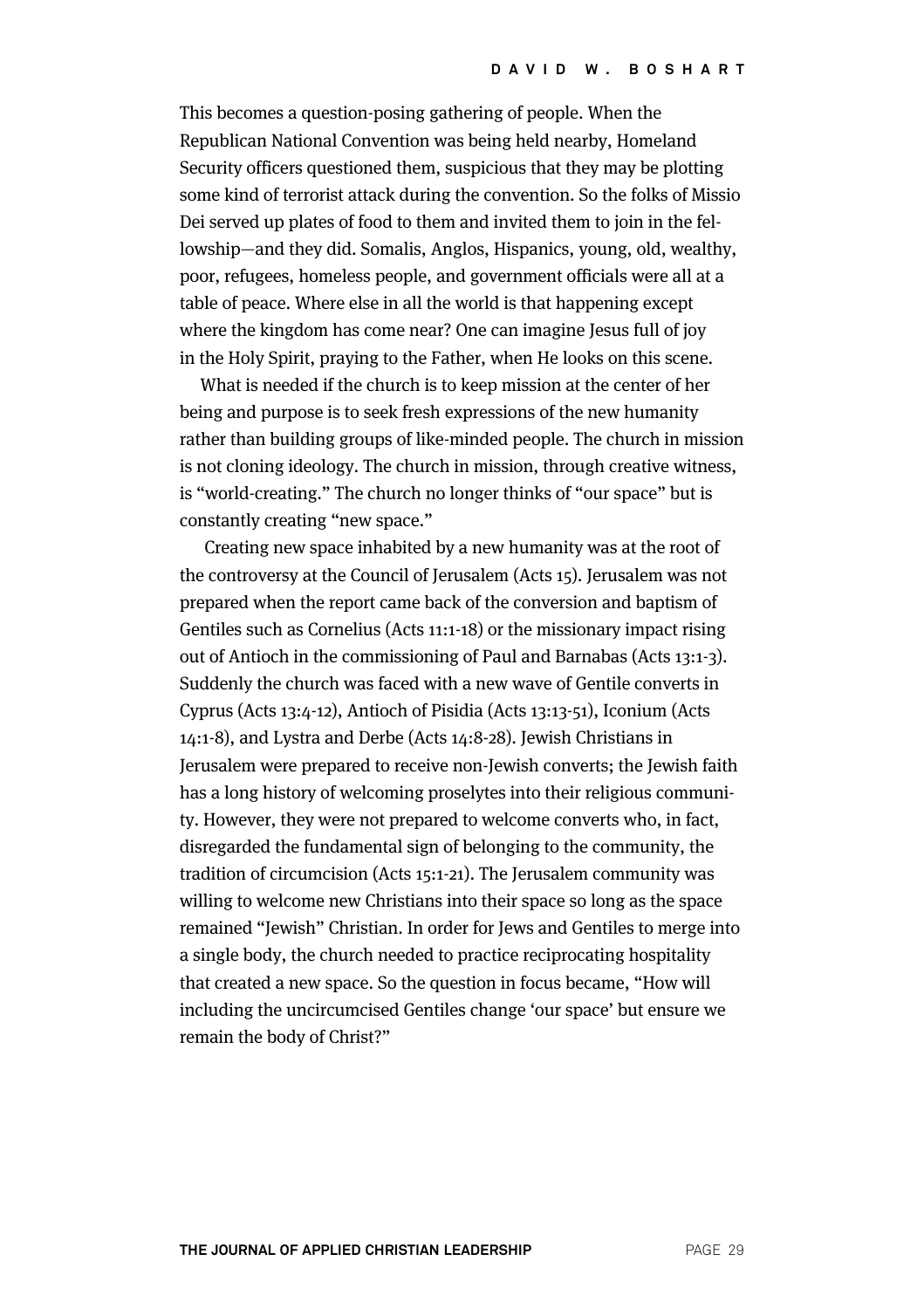This becomes a question-posing gathering of people. When the Republican National Convention was being held nearby, Homeland Security officers questioned them, suspicious that they may be plotting some kind of terrorist attack during the convention. So the folks of Missio Dei served up plates of food to them and invited them to join in the fellowship—and they did. Somalis, Anglos, Hispanics, young, old, wealthy, poor, refugees, homeless people, and government officials were all at a table of peace. Where else in all the world is that happening except where the kingdom has come near? One can imagine Jesus full of joy in the Holy Spirit, praying to the Father, when He looks on this scene.

What is needed if the church is to keep mission at the center of her being and purpose is to seek fresh expressions of the new humanity rather than building groups of like-minded people. The church in mission is not cloning ideology. The church in mission, through creative witness, is "world-creating." The church no longer thinks of "our space" but is constantly creating "new space."

Creating new space inhabited by a new humanity was at the root of the controversy at the Council of Jerusalem (Acts 15). Jerusalem was not prepared when the report came back of the conversion and baptism of Gentiles such as Cornelius (Acts 11:1-18) or the missionary impact rising out of Antioch in the commissioning of Paul and Barnabas (Acts 13:1-3). Suddenly the church was faced with a new wave of Gentile converts in Cyprus (Acts 13:4-12), Antioch of Pisidia (Acts 13:13-51), Iconium (Acts 14:1-8), and Lystra and Derbe (Acts 14:8-28). Jewish Christians in Jerusalem were prepared to receive non-Jewish converts; the Jewish faith has a long history of welcoming proselytes into their religious community. However, they were not prepared to welcome converts who, in fact, disregarded the fundamental sign of belonging to the community, the tradition of circumcision (Acts 15:1-21). The Jerusalem community was willing to welcome new Christians into their space so long as the space remained "Jewish" Christian. In order for Jews and Gentiles to merge into a single body, the church needed to practice reciprocating hospitality that created a new space. So the question in focus became, "How will including the uncircumcised Gentiles change 'our space' but ensure we remain the body of Christ?"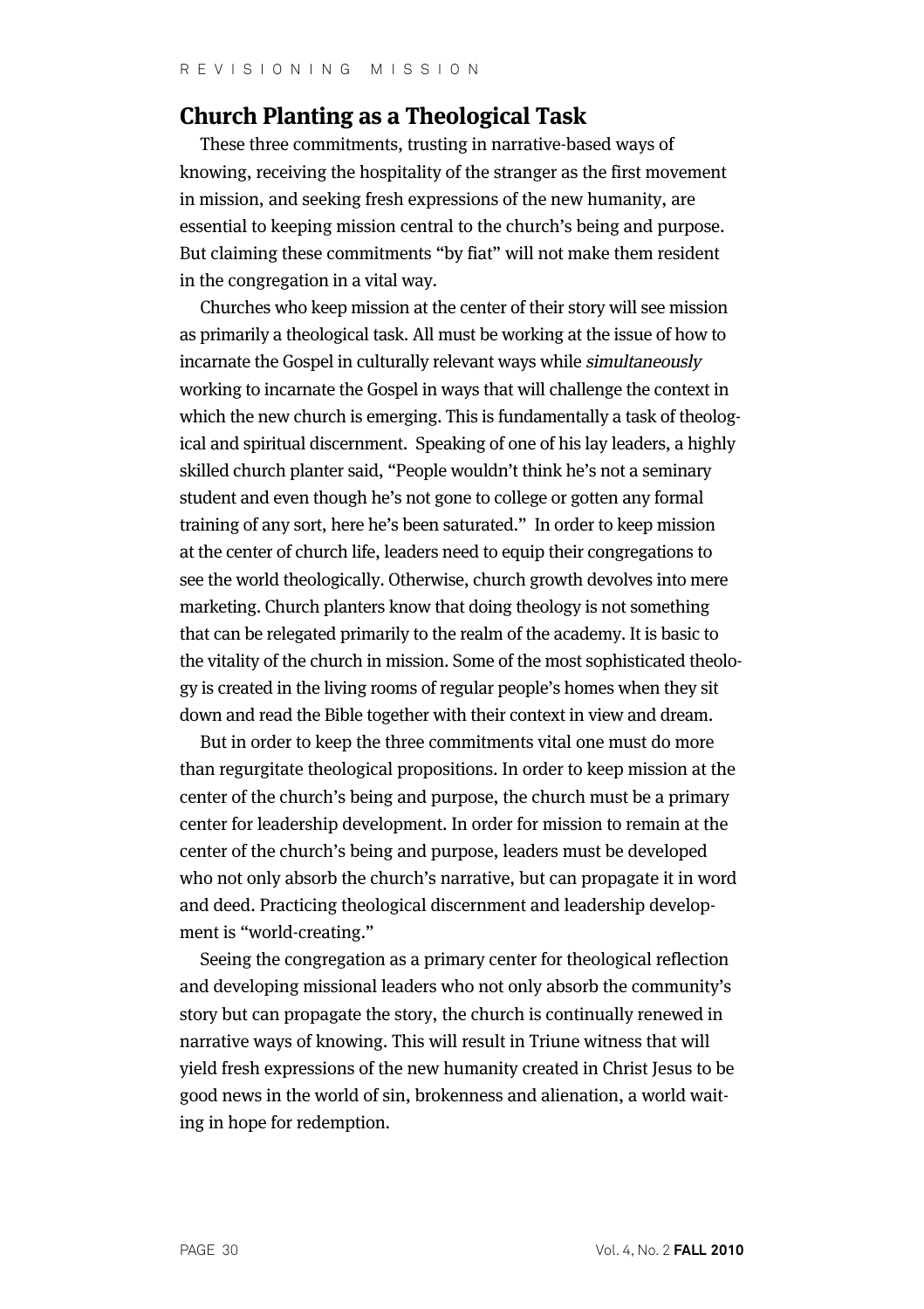## Church Planting as a Theological Task

These three commitments, trusting in narrative-based ways of knowing, receiving the hospitality of the stranger as the first movement in mission, and seeking fresh expressions of the new humanity, are essential to keeping mission central to the church's being and purpose. But claiming these commitments "by fiat" will not make them resident in the congregation in a vital way.

Churches who keep mission at the center of their story will see mission as primarily a theological task. All must be working at the issue of how to incarnate the Gospel in culturally relevant ways while *simultaneously* working to incarnate the Gospel in ways that will challenge the context in which the new church is emerging. This is fundamentally a task of theological and spiritual discernment. Speaking of one of his lay leaders, a highly skilled church planter said, "People wouldn't think he's not a seminary student and even though he's not gone to college or gotten any formal training of any sort, here he's been saturated." In order to keep mission at the center of church life, leaders need to equip their congregations to see the world theologically. Otherwise, church growth devolves into mere marketing. Church planters know that doing theology is not something that can be relegated primarily to the realm of the academy. It is basic to the vitality of the church in mission. Some of the most sophisticated theology is created in the living rooms of regular people's homes when they sit down and read the Bible together with their context in view and dream.

But in order to keep the three commitments vital one must do more than regurgitate theological propositions. In order to keep mission at the center of the church's being and purpose, the church must be a primary center for leadership development. In order for mission to remain at the center of the church's being and purpose, leaders must be developed who not only absorb the church's narrative, but can propagate it in word and deed. Practicing theological discernment and leadership development is "world-creating."

Seeing the congregation as a primary center for theological reflection and developing missional leaders who not only absorb the community's story but can propagate the story, the church is continually renewed in narrative ways of knowing. This will result in Triune witness that will yield fresh expressions of the new humanity created in Christ Jesus to be good news in the world of sin, brokenness and alienation, a world waiting in hope for redemption.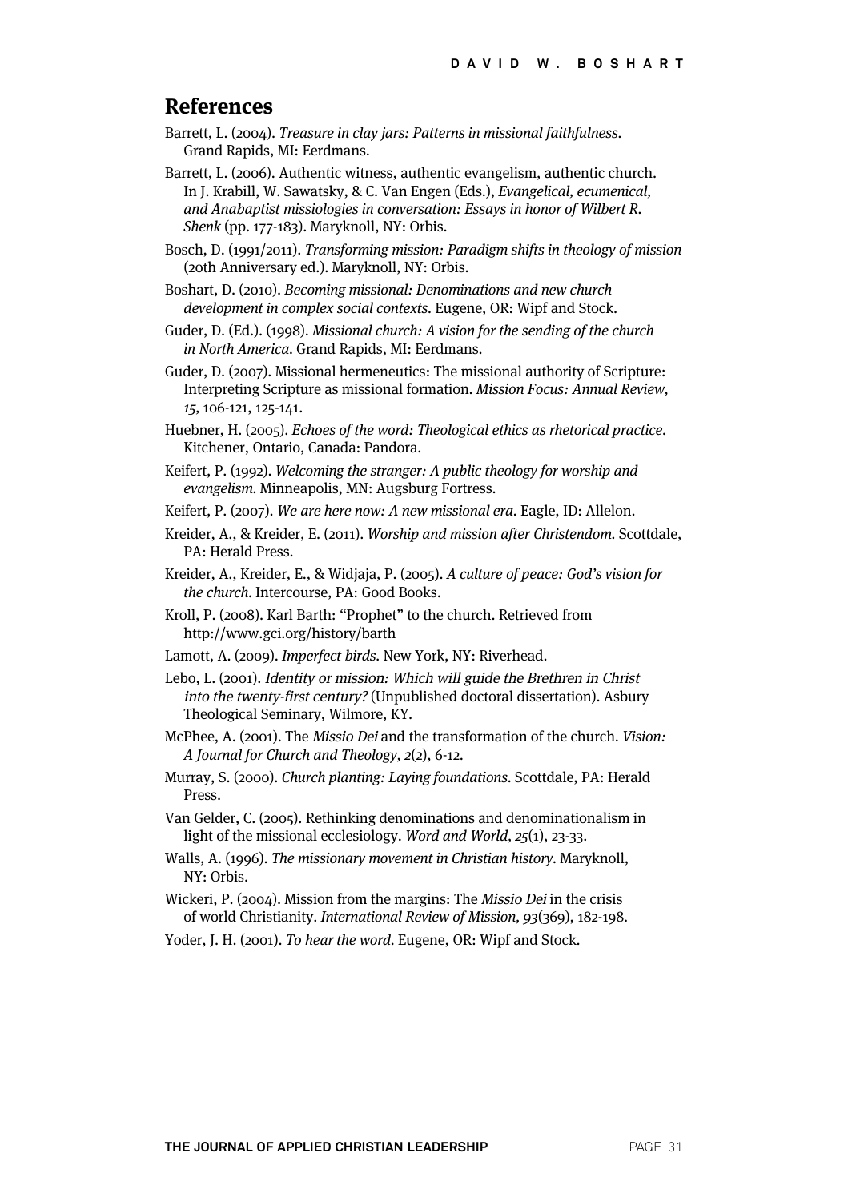## References

Barrett, L. (2004). *Treasure in clay jars: Patterns in missional faithfulness*. Grand Rapids, MI: Eerdmans.

Barrett, L. (2006). Authentic witness, authentic evangelism, authentic church. In J. Krabill, W. Sawatsky, & C. Van Engen (Eds.), *Evangelical, ecumenical, and Anabaptist missiologies in conversation: Essays in honor of Wilbert R. Shenk* (pp. 177-183). Maryknoll, NY: Orbis.

Bosch, D. (1991/2011). *Transforming mission: Paradigm shifts in theology of mission* (20th Anniversary ed.). Maryknoll, NY: Orbis.

Boshart, D. (2010). *Becoming missional: Denominations and new church development in complex social contexts*. Eugene, OR: Wipf and Stock.

Guder, D. (Ed.). (1998). *Missional church: A vision for the sending of the church in North America*. Grand Rapids, MI: Eerdmans.

Guder, D. (2007). Missional hermeneutics: The missional authority of Scripture: Interpreting Scripture as missional formation. *Mission Focus: Annual Review, 15*, 106-121, 125-141.

Huebner, H. (2005). *Echoes of the word: Theological ethics as rhetorical practice*. Kitchener, Ontario, Canada: Pandora.

Keifert, P. (1992). *Welcoming the stranger: A public theology for worship and evangelism*. Minneapolis, MN: Augsburg Fortress.

Keifert, P. (2007). *We are here now: A new missional era*. Eagle, ID: Allelon.

Kreider, A., & Kreider, E. (2011). *Worship and mission after Christendom*. Scottdale, PA: Herald Press.

Kreider, A., Kreider, E., & Widjaja, P. (2005). *A culture of peace: God's vision for the church*. Intercourse, PA: Good Books.

Kroll, P. (2008). Karl Barth: "Prophet" to the church. Retrieved from http://www.gci.org/history/barth

Lamott, A. (2009). *Imperfect birds*. New York, NY: Riverhead.

Lebo, L. (2001). *Identity or mission: Which will guide the Brethren in Christ into the twenty-first century?* (Unpublished doctoral dissertation). Asbury Theological Seminary, Wilmore, KY.

McPhee, A. (2001). The *Missio Dei* and the transformation of the church. *Vision: A Journal for Church and Theology, 2*(2), 6-12.

Murray, S. (2000). *Church planting: Laying foundations*. Scottdale, PA: Herald Press.

Van Gelder, C. (2005). Rethinking denominations and denominationalism in light of the missional ecclesiology. *Word and World, 25*(1), 23-33.

Walls, A. (1996). *The missionary movement in Christian history*. Maryknoll, NY: Orbis.

Wickeri, P. (2004). Mission from the margins: The *Missio Dei* in the crisis of world Christianity. *International Review of Mission, 93*(369), 182-198.

Yoder, J. H. (2001). *To hear the word*. Eugene, OR: Wipf and Stock.